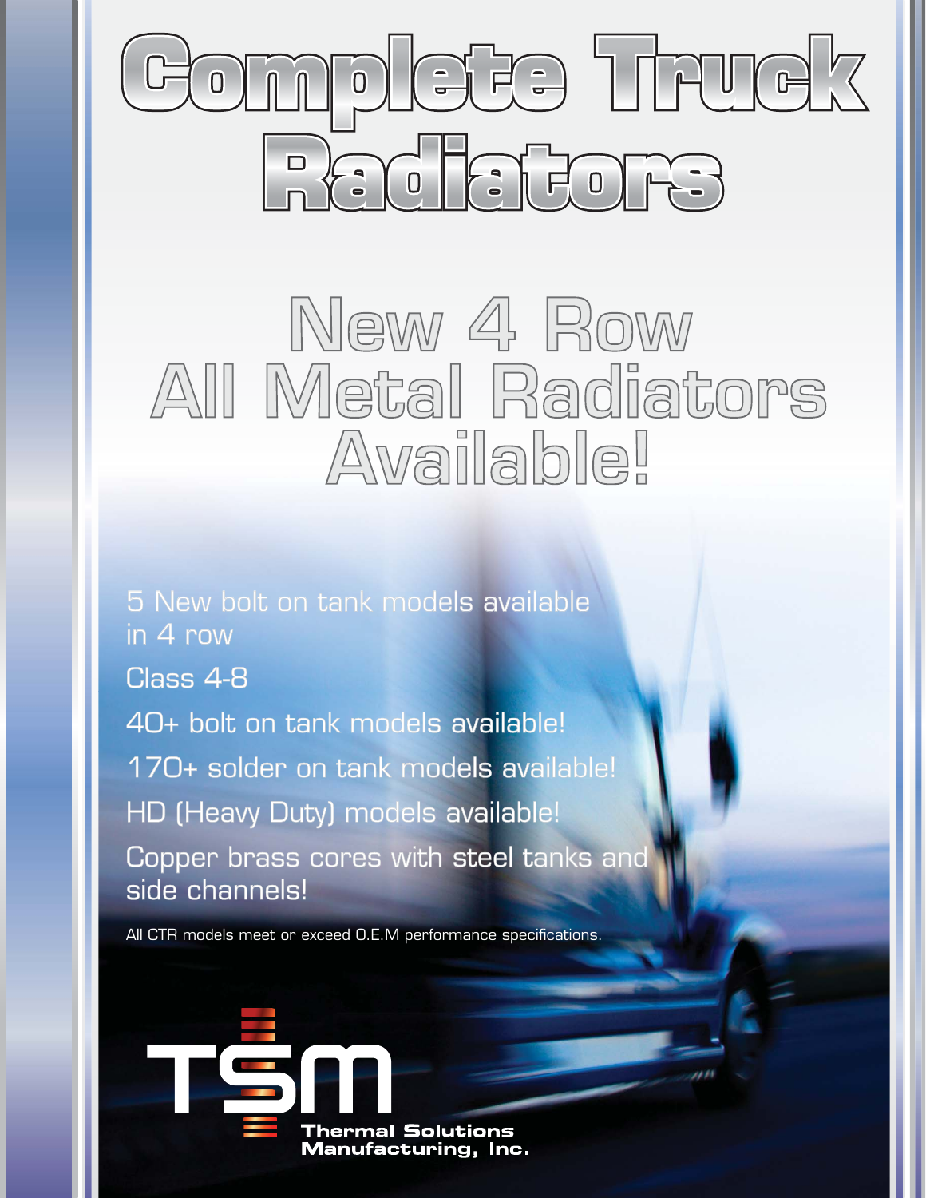# Complete Truck Radiators

## New 4 Row All Metal Radiators Available!

5 New bolt on tank models available in 4 row

Class 4-8

40+ bolt on tank models available!

170+ solder on tank models available!

HD (Heavy Duty) models available!

Copper brass cores with steel tanks and side channels!

All CTR models meet or exceed O.E.M performance specifications.

**TSM**

**Thermal Solutions Manufacturing, Inc.**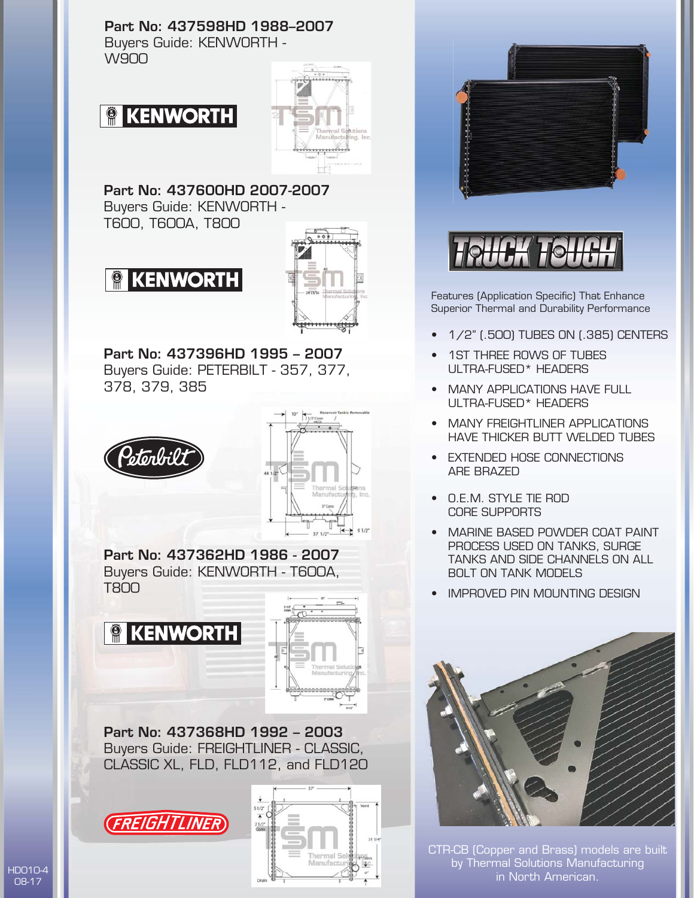**Part No: 437598HD 1988–2007**
Buyers Guide: KENWORTH - W900

**Part No: 437600HD 2007-2007**
Buyers Guide: KENWORTH - T600, T600A, T800

**Part No: 437396HD 1995 – 2007**
Buyers Guide: PETERBILT - 357, 377, 378, 379, 385

**Part No: 437362HD 1986 - 2007**
Buyers Guide: KENWORTH - T600A, T800

**Part No: 437368HD 1992 – 2003**
Buyers Guide: FREIGHTLINER - CLASSIC, CLASSIC XL, FLD, FLD112, and FLD120

Features (Application Specific) That Enhance Superior Thermal and Durability Performance

- 1/2" (.500) TUBES ON (.385) CENTERS
- 1ST THREE ROWS OF TUBES ULTRA-FUSED* HEADERS
- MANY APPLICATIONS HAVE FULL ULTRA-FUSED* HEADERS
- MANY FREIGHTLINER APPLICATIONS HAVE THICKER BUTT WELDED TUBES
- EXTENDED HOSE CONNECTIONS ARE BRAZED
- O.E.M. STYLE TIE ROD CORE SUPPORTS
- MARINE BASED POWDER COAT PAINT PROCESS USED ON TANKS, SURGE TANKS AND SIDE CHANNELS ON ALL BOLT ON TANK MODELS
- IMPROVED PIN MOUNTING DESIGN

CTR-CB (Copper and Brass) models are built by Thermal Solutions Manufacturing in North American.

HD010-4
08-17